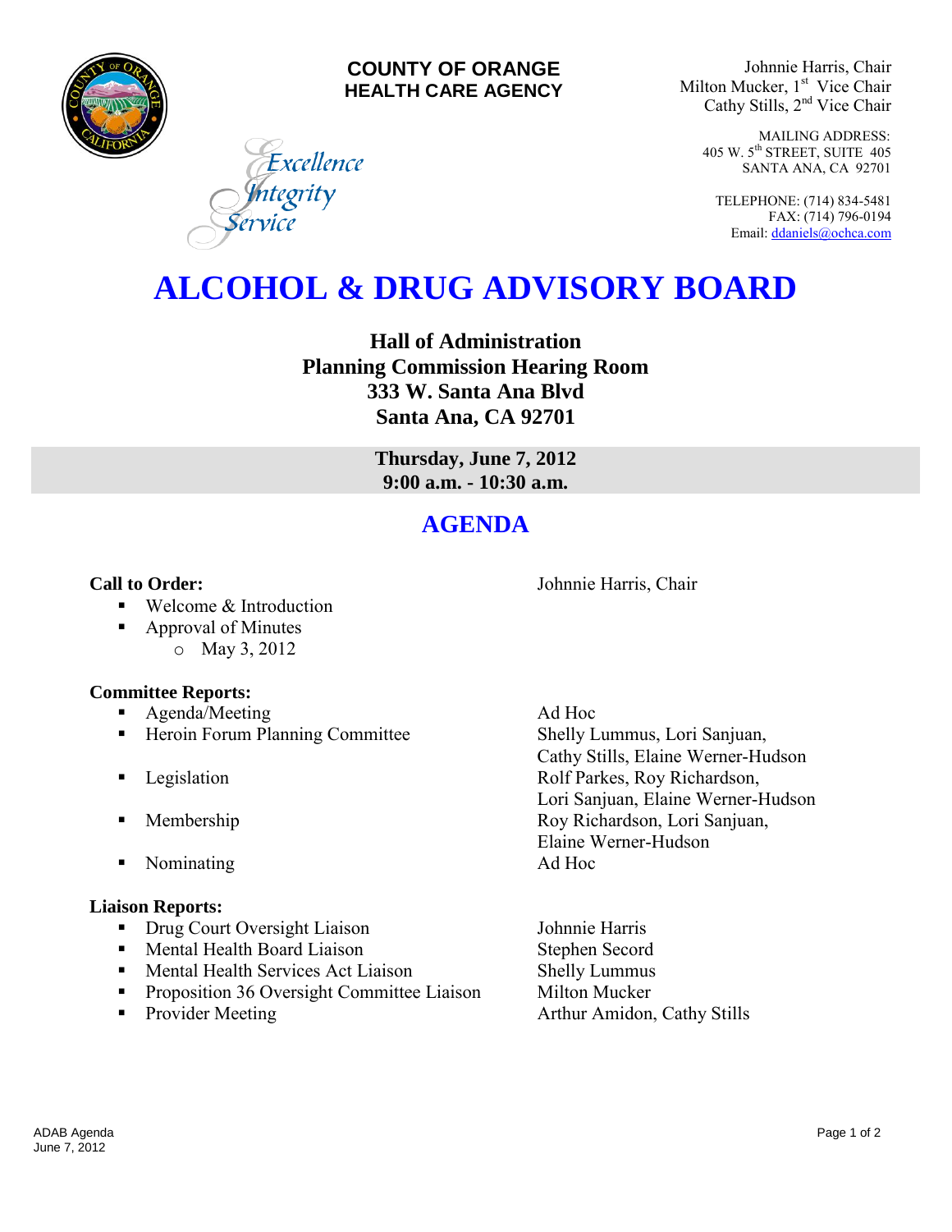**COUNTY OF ORANGE**
**HEALTH CARE AGENCY**

*Excellence*
*Integrity*
*Service*

Johnnie Harris, Chair
Milton Mucker, 1st Vice Chair
Cathy Stills, 2nd Vice Chair

MAILING ADDRESS:
405 W. 5th STREET, SUITE 405
SANTA ANA, CA 92701

TELEPHONE: (714) 834-5481
FAX: (714) 796-0194
Email: ddaniels@ochca.com

# ALCOHOL & DRUG ADVISORY BOARD

**Hall of Administration**
**Planning Commission Hearing Room**
**333 W. Santa Ana Blvd**
**Santa Ana, CA 92701**

**Thursday, June 7, 2012**
**9:00 a.m. - 10:30 a.m.**

## AGENDA

**Call to Order:** — Johnnie Harris, Chair

- Welcome & Introduction
- Approval of Minutes
  - May 3, 2012

**Committee Reports:**

- Agenda/Meeting — Ad Hoc
- Heroin Forum Planning Committee — Shelly Lummus, Lori Sanjuan, Cathy Stills, Elaine Werner-Hudson
- Legislation — Rolf Parkes, Roy Richardson, Lori Sanjuan, Elaine Werner-Hudson
- Membership — Roy Richardson, Lori Sanjuan, Elaine Werner-Hudson
- Nominating — Ad Hoc

**Liaison Reports:**

- Drug Court Oversight Liaison — Johnnie Harris
- Mental Health Board Liaison — Stephen Secord
- Mental Health Services Act Liaison — Shelly Lummus
- Proposition 36 Oversight Committee Liaison — Milton Mucker
- Provider Meeting — Arthur Amidon, Cathy Stills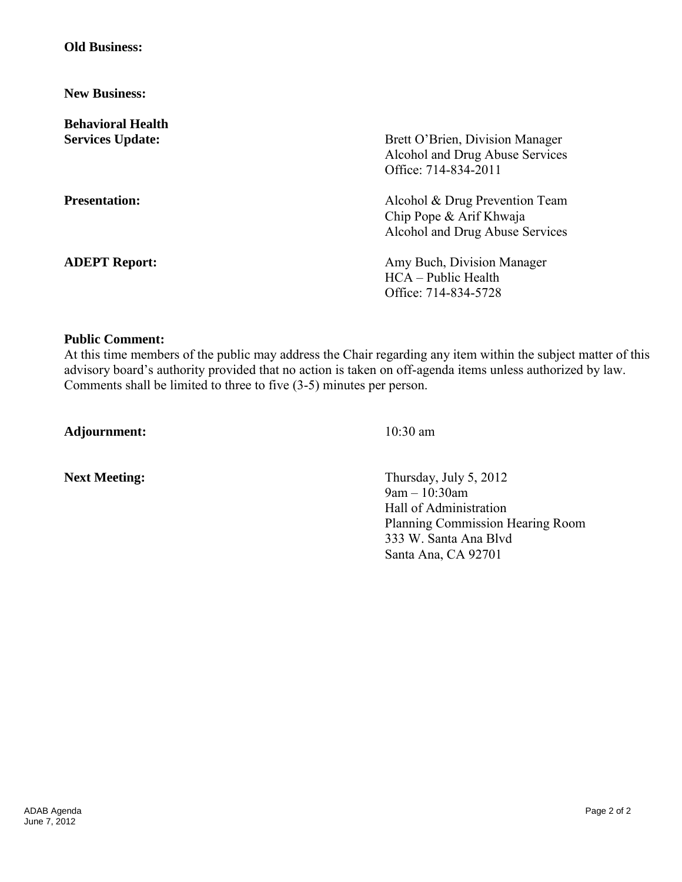**Old Business:**

**New Business:**

**Behavioral Health Services Update:**
Brett O'Brien, Division Manager
Alcohol and Drug Abuse Services
Office: 714-834-2011

**Presentation:**
Alcohol & Drug Prevention Team
Chip Pope & Arif Khwaja
Alcohol and Drug Abuse Services

**ADEPT Report:**
Amy Buch, Division Manager
HCA – Public Health
Office: 714-834-5728

**Public Comment:**
At this time members of the public may address the Chair regarding any item within the subject matter of this advisory board's authority provided that no action is taken on off-agenda items unless authorized by law. Comments shall be limited to three to five (3-5) minutes per person.

**Adjournment:** 10:30 am

**Next Meeting:**
Thursday, July 5, 2012
9am – 10:30am
Hall of Administration
Planning Commission Hearing Room
333 W. Santa Ana Blvd
Santa Ana, CA 92701